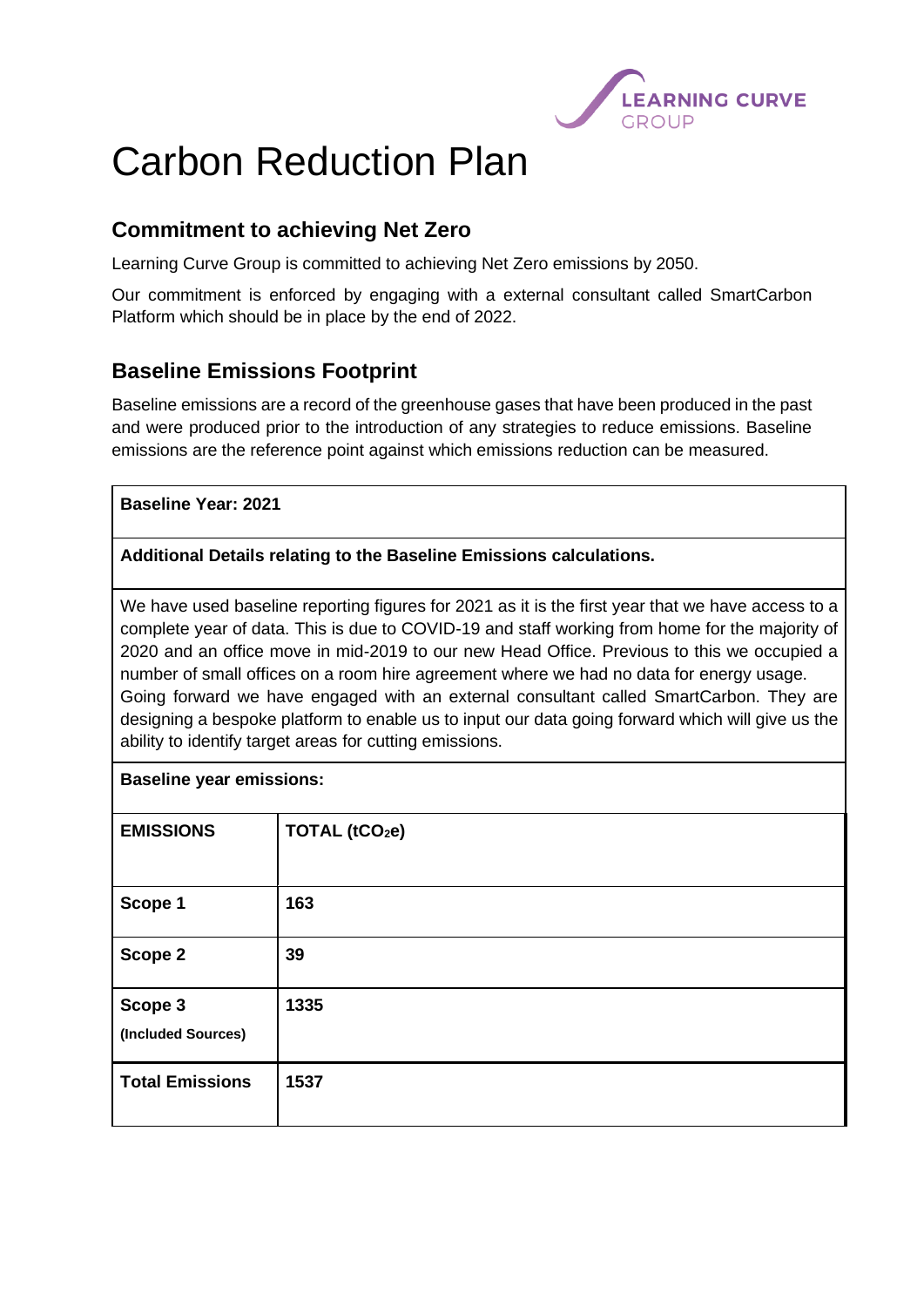# Carbon Reduction Plan

## Commitment to achieving Net Zero

Learning Curve Group is committed to achieving Net Zero emissions by 2050.

Our commitment is enforced by engaging with a external consultant called SmartCarbon Platform which should be in place by the end of 2022.

## Baseline Emissions Footprint

Baseline emissions are a record of the greenhouse gases that have been produced in the past and were produced prior to the introduction of any strategies to reduce emissions. Baseline emissions are the reference point against which emissions reduction can be measured.

**Baseline Year: 2021**

**Additional Details relating to the Baseline Emissions calculations.**

We have used baseline reporting figures for 2021 as it is the first year that we have access to a complete year of data. This is due to COVID-19 and staff working from home for the majority of 2020 and an office move in mid-2019 to our new Head Office. Previous to this we occupied a number of small offices on a room hire agreement where we had no data for energy usage. Going forward we have engaged with an external consultant called SmartCarbon. They are designing a bespoke platform to enable us to input our data going forward which will give us the ability to identify target areas for cutting emissions.

**Baseline year emissions:**

| EMISSIONS | TOTAL ($tCO_2e$) |
|---|---|
| **Scope 1** | **163** |
| **Scope 2** | **39** |
| **Scope 3** (Included Sources) | **1335** |
| **Total Emissions** | **1537** |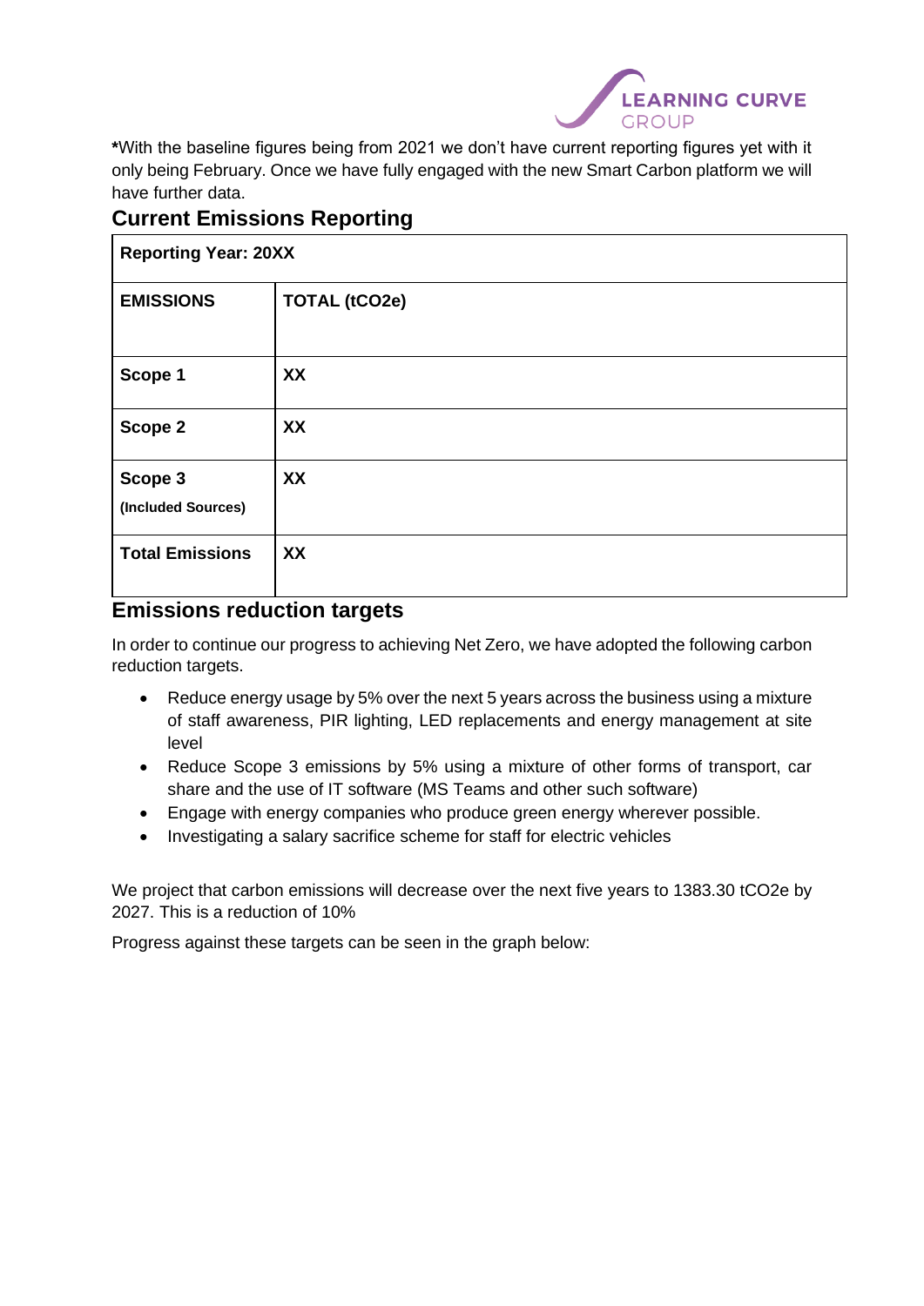***With the baseline figures being from 2021 we don't have current reporting figures yet with it only being February. Once we have fully engaged with the new Smart Carbon platform we will have further data.

## Current Emissions Reporting

| Reporting Year: 20XX | |
|---|---|
| **EMISSIONS** | **TOTAL (tCO2e)** |
| **Scope 1** | **XX** |
| **Scope 2** | **XX** |
| **Scope 3** (Included Sources) | **XX** |
| **Total Emissions** | **XX** |

## Emissions reduction targets

In order to continue our progress to achieving Net Zero, we have adopted the following carbon reduction targets.

- Reduce energy usage by 5% over the next 5 years across the business using a mixture of staff awareness, PIR lighting, LED replacements and energy management at site level
- Reduce Scope 3 emissions by 5% using a mixture of other forms of transport, car share and the use of IT software (MS Teams and other such software)
- Engage with energy companies who produce green energy wherever possible.
- Investigating a salary sacrifice scheme for staff for electric vehicles

We project that carbon emissions will decrease over the next five years to 1383.30 tCO2e by 2027. This is a reduction of 10%

Progress against these targets can be seen in the graph below: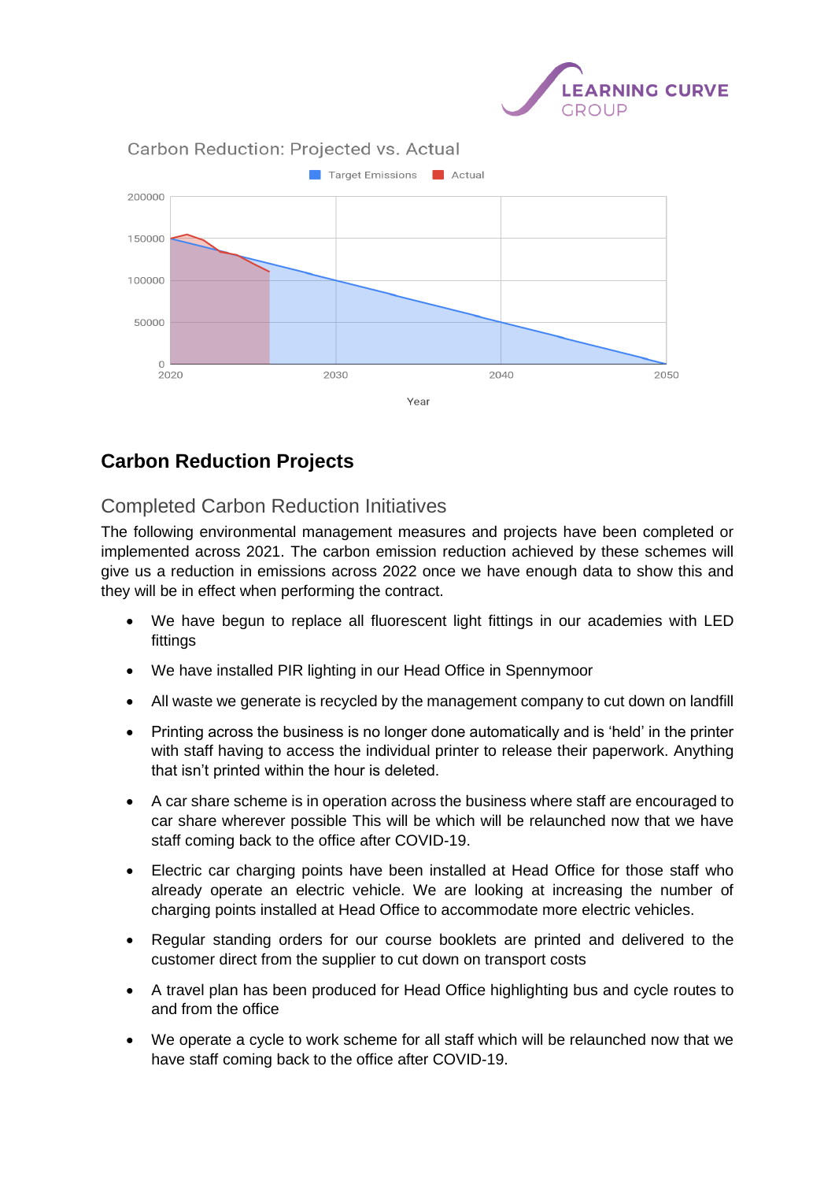Carbon Reduction: Projected vs. Actual

Target Emissions | Actual

## Carbon Reduction Projects

### Completed Carbon Reduction Initiatives

The following environmental management measures and projects have been completed or implemented across 2021. The carbon emission reduction achieved by these schemes will give us a reduction in emissions across 2022 once we have enough data to show this and they will be in effect when performing the contract.

- We have begun to replace all fluorescent light fittings in our academies with LED fittings
- We have installed PIR lighting in our Head Office in Spennymoor
- All waste we generate is recycled by the management company to cut down on landfill
- Printing across the business is no longer done automatically and is 'held' in the printer with staff having to access the individual printer to release their paperwork. Anything that isn't printed within the hour is deleted.
- A car share scheme is in operation across the business where staff are encouraged to car share wherever possible This will be which will be relaunched now that we have staff coming back to the office after COVID-19.
- Electric car charging points have been installed at Head Office for those staff who already operate an electric vehicle. We are looking at increasing the number of charging points installed at Head Office to accommodate more electric vehicles.
- Regular standing orders for our course booklets are printed and delivered to the customer direct from the supplier to cut down on transport costs
- A travel plan has been produced for Head Office highlighting bus and cycle routes to and from the office
- We operate a cycle to work scheme for all staff which will be relaunched now that we have staff coming back to the office after COVID-19.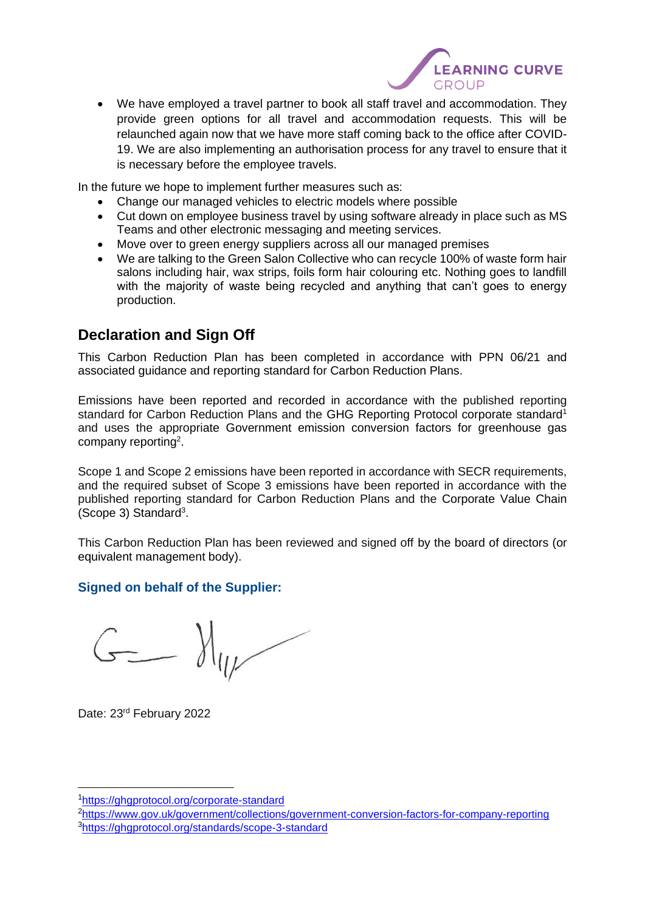- We have employed a travel partner to book all staff travel and accommodation. They provide green options for all travel and accommodation requests. This will be relaunched again now that we have more staff coming back to the office after COVID-19. We are also implementing an authorisation process for any travel to ensure that it is necessary before the employee travels.

In the future we hope to implement further measures such as:

- Change our managed vehicles to electric models where possible
- Cut down on employee business travel by using software already in place such as MS Teams and other electronic messaging and meeting services.
- Move over to green energy suppliers across all our managed premises
- We are talking to the Green Salon Collective who can recycle 100% of waste form hair salons including hair, wax strips, foils form hair colouring etc. Nothing goes to landfill with the majority of waste being recycled and anything that can't goes to energy production.

## Declaration and Sign Off

This Carbon Reduction Plan has been completed in accordance with PPN 06/21 and associated guidance and reporting standard for Carbon Reduction Plans.

Emissions have been reported and recorded in accordance with the published reporting standard for Carbon Reduction Plans and the GHG Reporting Protocol corporate standard[1] and uses the appropriate Government emission conversion factors for greenhouse gas company reporting[2].

Scope 1 and Scope 2 emissions have been reported in accordance with SECR requirements, and the required subset of Scope 3 emissions have been reported in accordance with the published reporting standard for Carbon Reduction Plans and the Corporate Value Chain (Scope 3) Standard[3].

This Carbon Reduction Plan has been reviewed and signed off by the board of directors (or equivalent management body).

### Signed on behalf of the Supplier:

Date: 23rd February 2022

[1] https://ghgprotocol.org/corporate-standard

[2] https://www.gov.uk/government/collections/government-conversion-factors-for-company-reporting

[3] https://ghgprotocol.org/standards/scope-3-standard